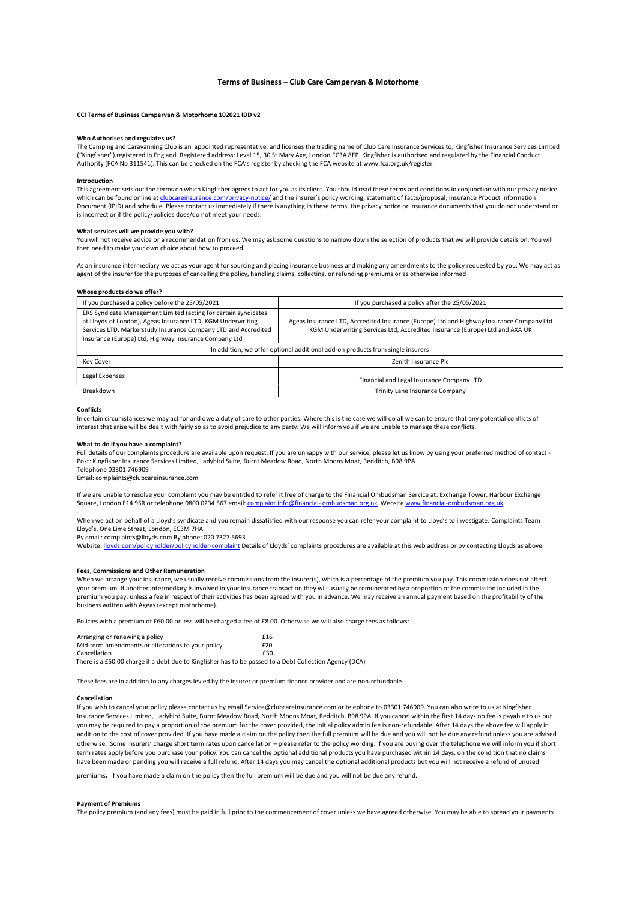# Terms of Business – Club Care Campervan & Motorhome

**CCI Terms of Business Campervan & Motorhome 102021 IDD v2**

## Who Authorises and regulates us?

The Camping and Caravanning Club is an appointed representative, and licenses the trading name of Club Care Insurance Services to, Kingfisher Insurance Services Limited ("Kingfisher") registered in England. Registered address: Level 15, 30 St Mary Axe, London EC3A 8EP. Kingfisher is authorised and regulated by the Financial Conduct Authority (FCA No 311541). This can be checked on the FCA's register by checking the FCA website at www.fca.org.uk/register

## Introduction

This agreement sets out the terms on which Kingfisher agrees to act for you as its client. You should read these terms and conditions in conjunction with our privacy notice which can be found online at clubcareinsurance.com/privacy-notice/ and the insurer's policy wording; statement of facts/proposal; Insurance Product Information Document (IPID) and schedule. Please contact us immediately if there is anything in these terms, the privacy notice or insurance documents that you do not understand or is incorrect or if the policy/policies does/do not meet your needs.

## What services will we provide you with?

You will not receive advice or a recommendation from us. We may ask some questions to narrow down the selection of products that we will provide details on. You will then need to make your own choice about how to proceed.

As an insurance intermediary we act as your agent for sourcing and placing insurance business and making any amendments to the policy requested by you. We may act as agent of the insurer for the purposes of cancelling the policy, handling claims, collecting, or refunding premiums or as otherwise informed

## Whose products do we offer?

| If you purchased a policy before the 25/05/2021 | If you purchased a policy after the 25/05/2021 |
|---|---|
| ERS Syndicate Management Limited (acting for certain syndicates at Lloyds of London), Ageas Insurance LTD, KGM Underwriting Services LTD, Markerstudy Insurance Company LTD and Accredited Insurance (Europe) Ltd, Highway Insurance Company Ltd | Ageas Insurance LTD, Accredited Insurance (Europe) Ltd and Highway Insurance Company Ltd KGM Underwriting Services Ltd, Accredited Insurance (Europe) Ltd and AXA UK |
| In addition, we offer optional additional add-on products from single insurers | |
| Key Cover | Zenith Insurance Plc |
| Legal Expenses | Financial and Legal Insurance Company LTD |
| Breakdown | Trinity Lane Insurance Company |

## Conflicts

In certain circumstances we may act for and owe a duty of care to other parties. Where this is the case we will do all we can to ensure that any potential conflicts of interest that arise will be dealt with fairly so as to avoid prejudice to any party. We will inform you if we are unable to manage these conflicts.

## What to do if you have a complaint?

Full details of our complaints procedure are available upon request. If you are unhappy with our service, please let us know by using your preferred method of contact - Post: Kingfisher Insurance Services Limited, Ladybird Suite, Burnt Meadow Road, North Moons Moat, Redditch, B98 9PA
Telephone 03301 746909
Email: complaints@clubcareinsurance.com

If we are unable to resolve your complaint you may be entitled to refer it free of charge to the Financial Ombudsman Service at: Exchange Tower, Harbour Exchange Square, London E14 9SR or telephone 0800 0234 567 email: complaint.info@financial-ombudsman.org.uk. Website www.financial-ombudsman.org.uk

When we act on behalf of a Lloyd's syndicate and you remain dissatisfied with our response you can refer your complaint to Lloyd's to investigate: Complaints Team Lloyd's, One Lime Street, London, EC3M 7HA.
By email: complaints@lloyds.com By phone: 020 7327 5693
Website: lloyds.com/policyholder/policyholder-complaint Details of Lloyds' complaints procedures are available at this web address or by contacting Lloyds as above.

## Fees, Commissions and Other Remuneration

When we arrange your insurance, we usually receive commissions from the insurer(s), which is a percentage of the premium you pay. This commission does not affect your premium. If another intermediary is involved in your insurance transaction they will usually be remunerated by a proportion of the commission included in the premium you pay, unless a fee in respect of their activities has been agreed with you in advance. We may receive an annual payment based on the profitability of the business written with Ageas (except motorhome).

Policies with a premium of £60.00 or less will be charged a fee of £8.00. Otherwise we will also charge fees as follows:

| | |
|---|---|
| Arranging or renewing a policy | £16 |
| Mid-term amendments or alterations to your policy. | £20 |
| Cancellation | £30 |

There is a £50.00 charge if a debt due to Kingfisher has to be passed to a Debt Collection Agency (DCA)

These fees are in addition to any charges levied by the insurer or premium finance provider and are non-refundable.

## Cancellation

If you wish to cancel your policy please contact us by email Service@clubcareinsurance.com or telephone to 03301 746909. You can also write to us at Kingfisher Insurance Services Limited, Ladybird Suite, Burnt Meadow Road, North Moons Moat, Redditch, B98 9PA. If you cancel within the first 14 days no fee is payable to us but you may be required to pay a proportion of the premium for the cover provided, the initial policy admin fee is non-refundable. After 14 days the above fee will apply in addition to the cost of cover provided. If you have made a claim on the policy then the full premium will be due and you will not be due any refund unless you are advised otherwise. Some insurers' charge short term rates upon cancellation – please refer to the policy wording. If you are buying over the telephone we will inform you if short term rates apply before you purchase your policy. You can cancel the optional additional products you have purchased within 14 days, on the condition that no claims have been made or pending you will receive a full refund. After 14 days you may cancel the optional additional products but you will not receive a refund of unused premiums. If you have made a claim on the policy then the full premium will be due and you will not be due any refund.

## Payment of Premiums

The policy premium (and any fees) must be paid in full prior to the commencement of cover unless we have agreed otherwise. You may be able to spread your payments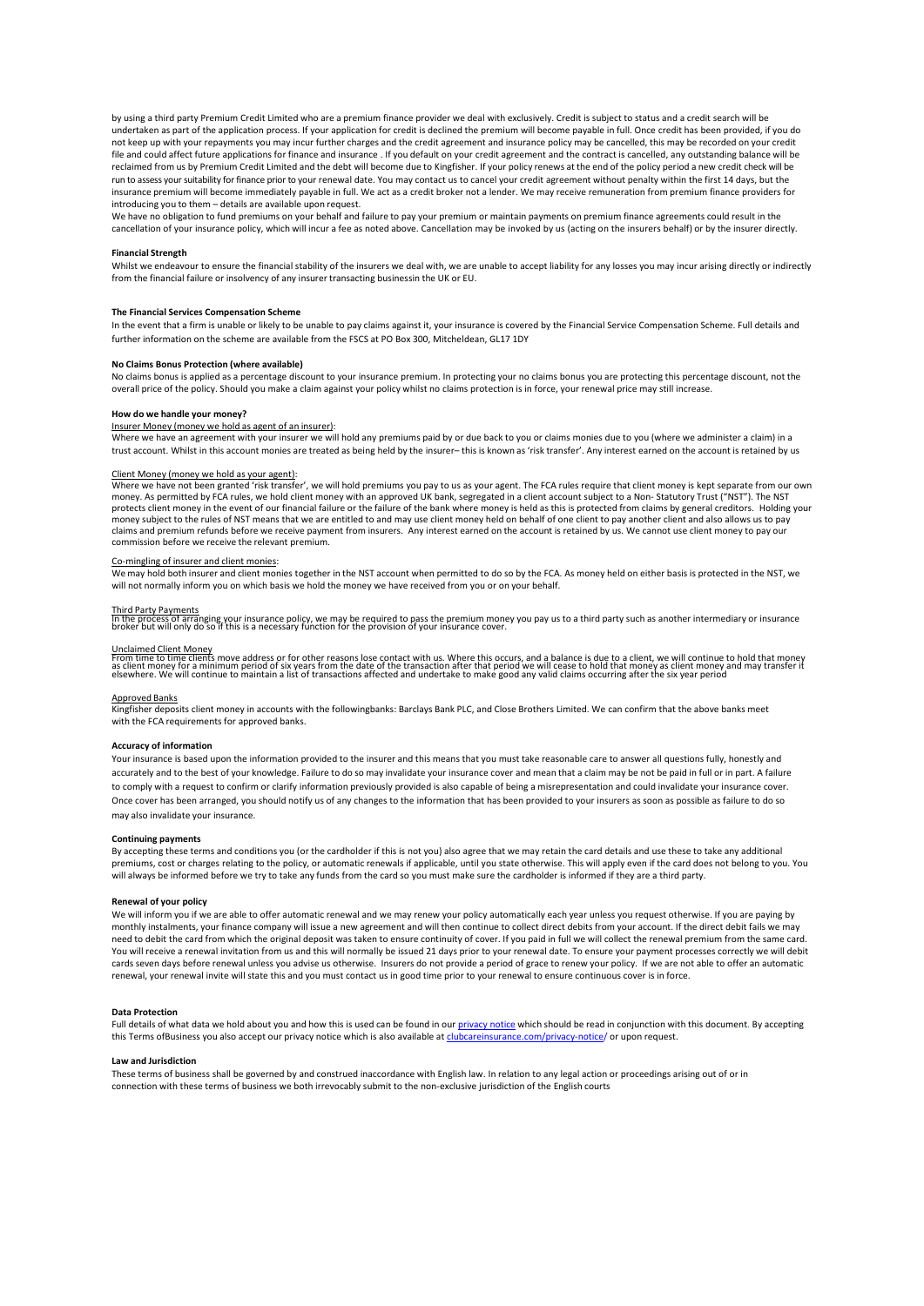by using a third party Premium Credit Limited who are a premium finance provider we deal with exclusively. Credit is subject to status and a credit search will be undertaken as part of the application process. If your application for credit is declined the premium will become payable in full. Once credit has been provided, if you do not keep up with your repayments you may incur further charges and the credit agreement and insurance policy may be cancelled, this may be recorded on your credit file and could affect future applications for finance and insurance . If you default on your credit agreement and the contract is cancelled, any outstanding balance will be reclaimed from us by Premium Credit Limited and the debt will become due to Kingfisher. If your policy renews at the end of the policy period a new credit check will be run to assess your suitability for finance prior to your renewal date. You may contact us to cancel your credit agreement without penalty within the first 14 days, but the insurance premium will become immediately payable in full. We act as a credit broker not a lender. We may receive remuneration from premium finance providers for introducing you to them – details are available upon request.

We have no obligation to fund premiums on your behalf and failure to pay your premium or maintain payments on premium finance agreements could result in the cancellation of your insurance policy, which will incur a fee as noted above. Cancellation may be invoked by us (acting on the insurers behalf) or by the insurer directly.

**Financial Strength**

Whilst we endeavour to ensure the financial stability of the insurers we deal with, we are unable to accept liability for any losses you may incur arising directly or indirectly from the financial failure or insolvency of any insurer transacting businessin the UK or EU.

**The Financial Services Compensation Scheme**

In the event that a firm is unable or likely to be unable to pay claims against it, your insurance is covered by the Financial Service Compensation Scheme. Full details and further information on the scheme are available from the FSCS at PO Box 300, Mitcheldean, GL17 1DY

**No Claims Bonus Protection (where available)**

No claims bonus is applied as a percentage discount to your insurance premium. In protecting your no claims bonus you are protecting this percentage discount, not the overall price of the policy. Should you make a claim against your policy whilst no claims protection is in force, your renewal price may still increase.

**How do we handle your money?**

Insurer Money (money we hold as agent of an insurer):

Where we have an agreement with your insurer we will hold any premiums paid by or due back to you or claims monies due to you (where we administer a claim) in a trust account. Whilst in this account monies are treated as being held by the insurer– this is known as 'risk transfer'. Any interest earned on the account is retained by us

Client Money (money we hold as your agent):

Where we have not been granted 'risk transfer', we will hold premiums you pay to us as your agent. The FCA rules require that client money is kept separate from our own money. As permitted by FCA rules, we hold client money with an approved UK bank, segregated in a client account subject to a Non- Statutory Trust ("NST"). The NST protects client money in the event of our financial failure or the failure of the bank where money is held as this is protected from claims by general creditors. Holding your money subject to the rules of NST means that we are entitled to and may use client money held on behalf of one client to pay another client and also allows us to pay claims and premium refunds before we receive payment from insurers. Any interest earned on the account is retained by us. We cannot use client money to pay our commission before we receive the relevant premium.

Co-mingling of insurer and client monies:

We may hold both insurer and client monies together in the NST account when permitted to do so by the FCA. As money held on either basis is protected in the NST, we will not normally inform you on which basis we hold the money we have received from you or on your behalf.

Third Party Payments

In the process of arranging your insurance policy, we may be required to pass the premium money you pay us to a third party such as another intermediary or insurance broker but will only do so if this is a necessary function for the provision of your insurance cover.

Unclaimed Client Money

From time to time clients move address or for other reasons lose contact with us. Where this occurs, and a balance is due to a client, we will continue to hold that money as client money for a minimum period of six years from the date of the transaction after that period we will cease to hold that money as client money and may transfer it elsewhere. We will continue to maintain a list of transactions affected and undertake to make good any valid claims occurring after the six year period

Approved Banks

Kingfisher deposits client money in accounts with the followingbanks: Barclays Bank PLC, and Close Brothers Limited. We can confirm that the above banks meet with the FCA requirements for approved banks.

**Accuracy of information**

Your insurance is based upon the information provided to the insurer and this means that you must take reasonable care to answer all questions fully, honestly and accurately and to the best of your knowledge. Failure to do so may invalidate your insurance cover and mean that a claim may be not be paid in full or in part. A failure to comply with a request to confirm or clarify information previously provided is also capable of being a misrepresentation and could invalidate your insurance cover. Once cover has been arranged, you should notify us of any changes to the information that has been provided to your insurers as soon as possible as failure to do so may also invalidate your insurance.

**Continuing payments**

By accepting these terms and conditions you (or the cardholder if this is not you) also agree that we may retain the card details and use these to take any additional premiums, cost or charges relating to the policy, or automatic renewals if applicable, until you state otherwise. This will apply even if the card does not belong to you. You will always be informed before we try to take any funds from the card so you must make sure the cardholder is informed if they are a third party.

**Renewal of your policy**

We will inform you if we are able to offer automatic renewal and we may renew your policy automatically each year unless you request otherwise. If you are paying by monthly instalments, your finance company will issue a new agreement and will then continue to collect direct debits from your account. If the direct debit fails we may need to debit the card from which the original deposit was taken to ensure continuity of cover. If you paid in full we will collect the renewal premium from the same card. You will receive a renewal invitation from us and this will normally be issued 21 days prior to your renewal date. To ensure your payment processes correctly we will debit cards seven days before renewal unless you advise us otherwise. Insurers do not provide a period of grace to renew your policy. If we are not able to offer an automatic renewal, your renewal invite will state this and you must contact us in good time prior to your renewal to ensure continuous cover is in force.

**Data Protection**

Full details of what data we hold about you and how this is used can be found in our privacy notice which should be read in conjunction with this document. By accepting this Terms ofBusiness you also accept our privacy notice which is also available at clubcareinsurance.com/privacy-notice/ or upon request.

**Law and Jurisdiction**

These terms of business shall be governed by and construed inaccordance with English law. In relation to any legal action or proceedings arising out of or in connection with these terms of business we both irrevocably submit to the non-exclusive jurisdiction of the English courts